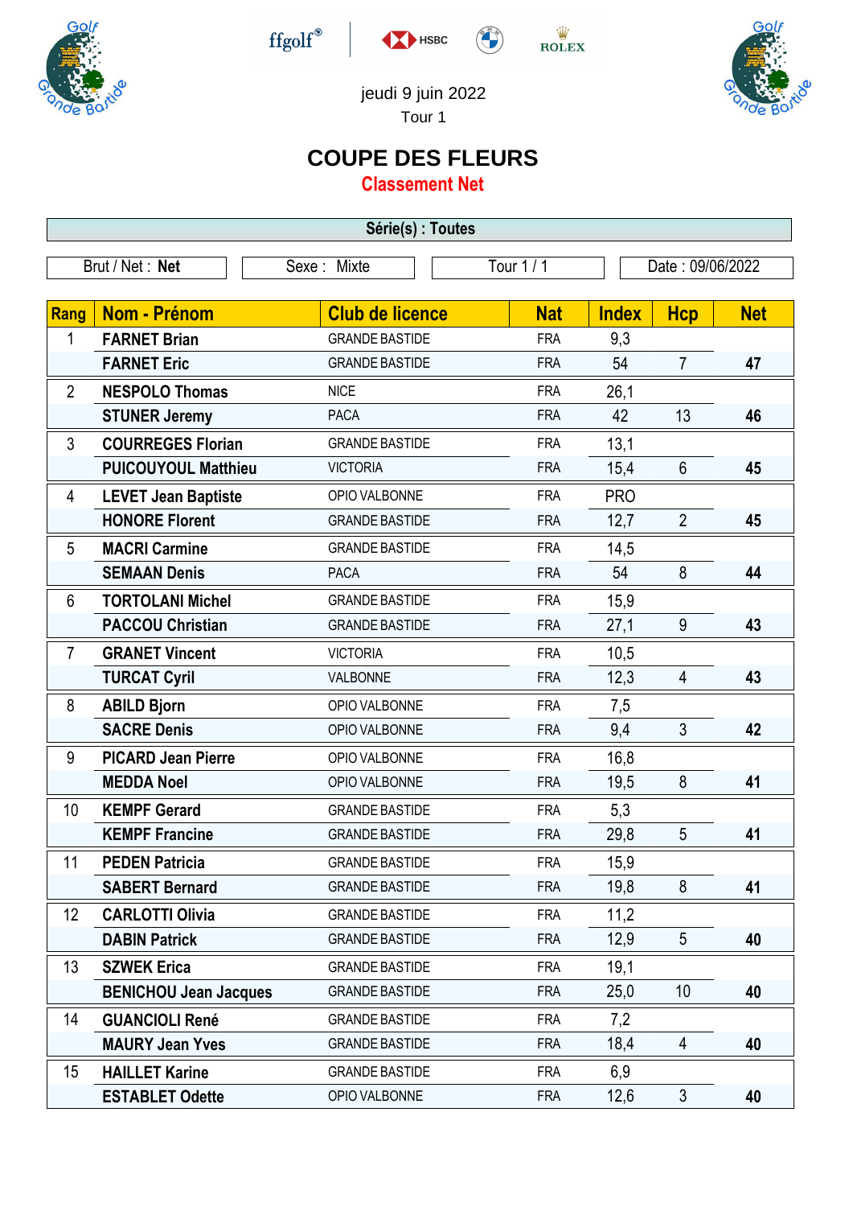jeudi 9 juin 2022

Tour 1

# COUPE DES FLEURS

## Classement Net

**Série(s) : Toutes**

| Brut / Net : **Net** | Sexe : Mixte | Tour 1 / 1 | Date : 09/06/2022 |
|---|---|---|---|

| Rang | Nom - Prénom | Club de licence | Nat | Index | Hcp | Net |
|---|---|---|---|---|---|---|
| 1 | **FARNET Brian** | GRANDE BASTIDE | FRA | 9,3 | | |
| | **FARNET Eric** | GRANDE BASTIDE | FRA | 54 | 7 | **47** |
| 2 | **NESPOLO Thomas** | NICE | FRA | 26,1 | | |
| | **STUNER Jeremy** | PACA | FRA | 42 | 13 | **46** |
| 3 | **COURREGES Florian** | GRANDE BASTIDE | FRA | 13,1 | | |
| | **PUICOUYOUL Matthieu** | VICTORIA | FRA | 15,4 | 6 | **45** |
| 4 | **LEVET Jean Baptiste** | OPIO VALBONNE | FRA | PRO | | |
| | **HONORE Florent** | GRANDE BASTIDE | FRA | 12,7 | 2 | **45** |
| 5 | **MACRI Carmine** | GRANDE BASTIDE | FRA | 14,5 | | |
| | **SEMAAN Denis** | PACA | FRA | 54 | 8 | **44** |
| 6 | **TORTOLANI Michel** | GRANDE BASTIDE | FRA | 15,9 | | |
| | **PACCOU Christian** | GRANDE BASTIDE | FRA | 27,1 | 9 | **43** |
| 7 | **GRANET Vincent** | VICTORIA | FRA | 10,5 | | |
| | **TURCAT Cyril** | VALBONNE | FRA | 12,3 | 4 | **43** |
| 8 | **ABILD Bjorn** | OPIO VALBONNE | FRA | 7,5 | | |
| | **SACRE Denis** | OPIO VALBONNE | FRA | 9,4 | 3 | **42** |
| 9 | **PICARD Jean Pierre** | OPIO VALBONNE | FRA | 16,8 | | |
| | **MEDDA Noel** | OPIO VALBONNE | FRA | 19,5 | 8 | **41** |
| 10 | **KEMPF Gerard** | GRANDE BASTIDE | FRA | 5,3 | | |
| | **KEMPF Francine** | GRANDE BASTIDE | FRA | 29,8 | 5 | **41** |
| 11 | **PEDEN Patricia** | GRANDE BASTIDE | FRA | 15,9 | | |
| | **SABERT Bernard** | GRANDE BASTIDE | FRA | 19,8 | 8 | **41** |
| 12 | **CARLOTTI Olivia** | GRANDE BASTIDE | FRA | 11,2 | | |
| | **DABIN Patrick** | GRANDE BASTIDE | FRA | 12,9 | 5 | **40** |
| 13 | **SZWEK Erica** | GRANDE BASTIDE | FRA | 19,1 | | |
| | **BENICHOU Jean Jacques** | GRANDE BASTIDE | FRA | 25,0 | 10 | **40** |
| 14 | **GUANCIOLI René** | GRANDE BASTIDE | FRA | 7,2 | | |
| | **MAURY Jean Yves** | GRANDE BASTIDE | FRA | 18,4 | 4 | **40** |
| 15 | **HAILLET Karine** | GRANDE BASTIDE | FRA | 6,9 | | |
| | **ESTABLET Odette** | OPIO VALBONNE | FRA | 12,6 | 3 | **40** |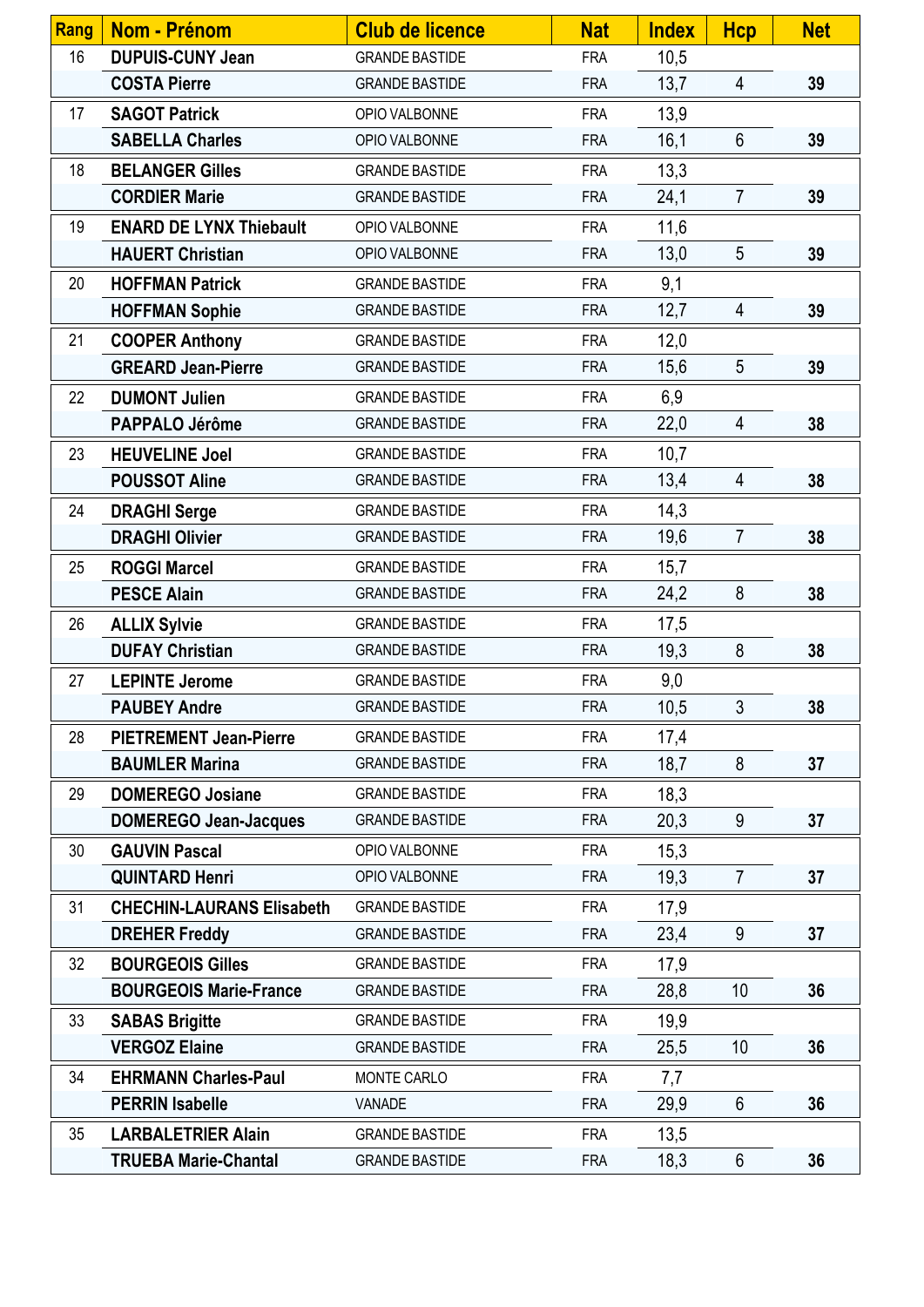| Rang | Nom - Prénom | Club de licence | Nat | Index | Hcp | Net |
|---|---|---|---|---|---|---|
| 16 | **DUPUIS-CUNY Jean** | GRANDE BASTIDE | FRA | 10,5 | | |
| | **COSTA Pierre** | GRANDE BASTIDE | FRA | 13,7 | 4 | **39** |
| 17 | **SAGOT Patrick** | OPIO VALBONNE | FRA | 13,9 | | |
| | **SABELLA Charles** | OPIO VALBONNE | FRA | 16,1 | 6 | **39** |
| 18 | **BELANGER Gilles** | GRANDE BASTIDE | FRA | 13,3 | | |
| | **CORDIER Marie** | GRANDE BASTIDE | FRA | 24,1 | 7 | **39** |
| 19 | **ENARD DE LYNX Thiebault** | OPIO VALBONNE | FRA | 11,6 | | |
| | **HAUERT Christian** | OPIO VALBONNE | FRA | 13,0 | 5 | **39** |
| 20 | **HOFFMAN Patrick** | GRANDE BASTIDE | FRA | 9,1 | | |
| | **HOFFMAN Sophie** | GRANDE BASTIDE | FRA | 12,7 | 4 | **39** |
| 21 | **COOPER Anthony** | GRANDE BASTIDE | FRA | 12,0 | | |
| | **GREARD Jean-Pierre** | GRANDE BASTIDE | FRA | 15,6 | 5 | **39** |
| 22 | **DUMONT Julien** | GRANDE BASTIDE | FRA | 6,9 | | |
| | **PAPPALO Jérôme** | GRANDE BASTIDE | FRA | 22,0 | 4 | **38** |
| 23 | **HEUVELINE Joel** | GRANDE BASTIDE | FRA | 10,7 | | |
| | **POUSSOT Aline** | GRANDE BASTIDE | FRA | 13,4 | 4 | **38** |
| 24 | **DRAGHI Serge** | GRANDE BASTIDE | FRA | 14,3 | | |
| | **DRAGHI Olivier** | GRANDE BASTIDE | FRA | 19,6 | 7 | **38** |
| 25 | **ROGGI Marcel** | GRANDE BASTIDE | FRA | 15,7 | | |
| | **PESCE Alain** | GRANDE BASTIDE | FRA | 24,2 | 8 | **38** |
| 26 | **ALLIX Sylvie** | GRANDE BASTIDE | FRA | 17,5 | | |
| | **DUFAY Christian** | GRANDE BASTIDE | FRA | 19,3 | 8 | **38** |
| 27 | **LEPINTE Jerome** | GRANDE BASTIDE | FRA | 9,0 | | |
| | **PAUBEY Andre** | GRANDE BASTIDE | FRA | 10,5 | 3 | **38** |
| 28 | **PIETREMENT Jean-Pierre** | GRANDE BASTIDE | FRA | 17,4 | | |
| | **BAUMLER Marina** | GRANDE BASTIDE | FRA | 18,7 | 8 | **37** |
| 29 | **DOMEREGO Josiane** | GRANDE BASTIDE | FRA | 18,3 | | |
| | **DOMEREGO Jean-Jacques** | GRANDE BASTIDE | FRA | 20,3 | 9 | **37** |
| 30 | **GAUVIN Pascal** | OPIO VALBONNE | FRA | 15,3 | | |
| | **QUINTARD Henri** | OPIO VALBONNE | FRA | 19,3 | 7 | **37** |
| 31 | **CHECHIN-LAURANS Elisabeth** | GRANDE BASTIDE | FRA | 17,9 | | |
| | **DREHER Freddy** | GRANDE BASTIDE | FRA | 23,4 | 9 | **37** |
| 32 | **BOURGEOIS Gilles** | GRANDE BASTIDE | FRA | 17,9 | | |
| | **BOURGEOIS Marie-France** | GRANDE BASTIDE | FRA | 28,8 | 10 | **36** |
| 33 | **SABAS Brigitte** | GRANDE BASTIDE | FRA | 19,9 | | |
| | **VERGOZ Elaine** | GRANDE BASTIDE | FRA | 25,5 | 10 | **36** |
| 34 | **EHRMANN Charles-Paul** | MONTE CARLO | FRA | 7,7 | | |
| | **PERRIN Isabelle** | VANADE | FRA | 29,9 | 6 | **36** |
| 35 | **LARBALETRIER Alain** | GRANDE BASTIDE | FRA | 13,5 | | |
| | **TRUEBA Marie-Chantal** | GRANDE BASTIDE | FRA | 18,3 | 6 | **36** |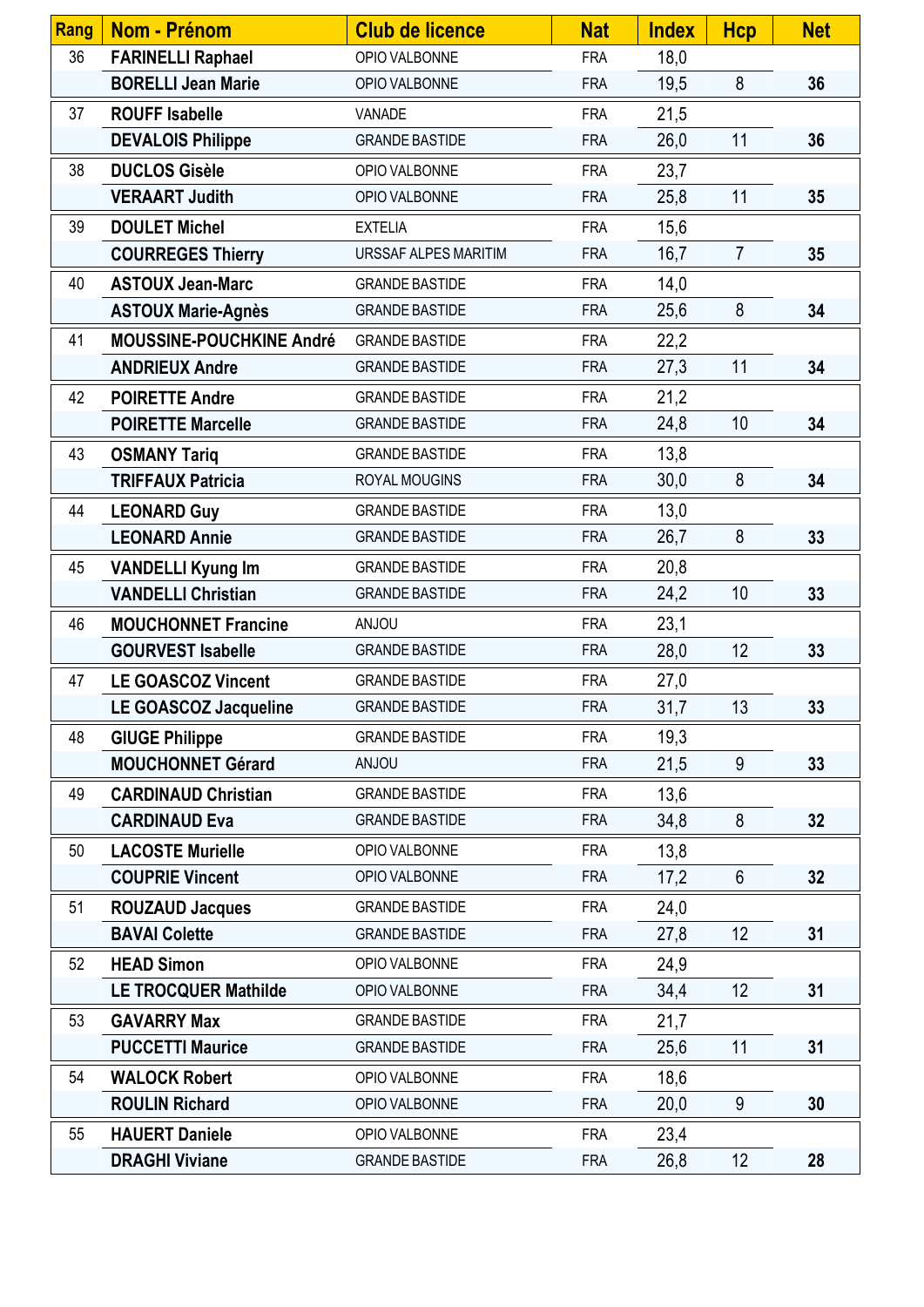| Rang | Nom - Prénom | Club de licence | Nat | Index | Hcp | Net |
| --- | --- | --- | --- | --- | --- | --- |
| 36 | **FARINELLI Raphael** | OPIO VALBONNE | FRA | 18,0 | | |
| | **BORELLI Jean Marie** | OPIO VALBONNE | FRA | 19,5 | 8 | **36** |
| 37 | **ROUFF Isabelle** | VANADE | FRA | 21,5 | | |
| | **DEVALOIS Philippe** | GRANDE BASTIDE | FRA | 26,0 | 11 | **36** |
| 38 | **DUCLOS Gisèle** | OPIO VALBONNE | FRA | 23,7 | | |
| | **VERAART Judith** | OPIO VALBONNE | FRA | 25,8 | 11 | **35** |
| 39 | **DOULET Michel** | EXTELIA | FRA | 15,6 | | |
| | **COURREGES Thierry** | URSSAF ALPES MARITIM | FRA | 16,7 | 7 | **35** |
| 40 | **ASTOUX Jean-Marc** | GRANDE BASTIDE | FRA | 14,0 | | |
| | **ASTOUX Marie-Agnès** | GRANDE BASTIDE | FRA | 25,6 | 8 | **34** |
| 41 | **MOUSSINE-POUCHKINE André** | GRANDE BASTIDE | FRA | 22,2 | | |
| | **ANDRIEUX Andre** | GRANDE BASTIDE | FRA | 27,3 | 11 | **34** |
| 42 | **POIRETTE Andre** | GRANDE BASTIDE | FRA | 21,2 | | |
| | **POIRETTE Marcelle** | GRANDE BASTIDE | FRA | 24,8 | 10 | **34** |
| 43 | **OSMANY Tariq** | GRANDE BASTIDE | FRA | 13,8 | | |
| | **TRIFFAUX Patricia** | ROYAL MOUGINS | FRA | 30,0 | 8 | **34** |
| 44 | **LEONARD Guy** | GRANDE BASTIDE | FRA | 13,0 | | |
| | **LEONARD Annie** | GRANDE BASTIDE | FRA | 26,7 | 8 | **33** |
| 45 | **VANDELLI Kyung Im** | GRANDE BASTIDE | FRA | 20,8 | | |
| | **VANDELLI Christian** | GRANDE BASTIDE | FRA | 24,2 | 10 | **33** |
| 46 | **MOUCHONNET Francine** | ANJOU | FRA | 23,1 | | |
| | **GOURVEST Isabelle** | GRANDE BASTIDE | FRA | 28,0 | 12 | **33** |
| 47 | **LE GOASCOZ Vincent** | GRANDE BASTIDE | FRA | 27,0 | | |
| | **LE GOASCOZ Jacqueline** | GRANDE BASTIDE | FRA | 31,7 | 13 | **33** |
| 48 | **GIUGE Philippe** | GRANDE BASTIDE | FRA | 19,3 | | |
| | **MOUCHONNET Gérard** | ANJOU | FRA | 21,5 | 9 | **33** |
| 49 | **CARDINAUD Christian** | GRANDE BASTIDE | FRA | 13,6 | | |
| | **CARDINAUD Eva** | GRANDE BASTIDE | FRA | 34,8 | 8 | **32** |
| 50 | **LACOSTE Murielle** | OPIO VALBONNE | FRA | 13,8 | | |
| | **COUPRIE Vincent** | OPIO VALBONNE | FRA | 17,2 | 6 | **32** |
| 51 | **ROUZAUD Jacques** | GRANDE BASTIDE | FRA | 24,0 | | |
| | **BAVAI Colette** | GRANDE BASTIDE | FRA | 27,8 | 12 | **31** |
| 52 | **HEAD Simon** | OPIO VALBONNE | FRA | 24,9 | | |
| | **LE TROCQUER Mathilde** | OPIO VALBONNE | FRA | 34,4 | 12 | **31** |
| 53 | **GAVARRY Max** | GRANDE BASTIDE | FRA | 21,7 | | |
| | **PUCCETTI Maurice** | GRANDE BASTIDE | FRA | 25,6 | 11 | **31** |
| 54 | **WALOCK Robert** | OPIO VALBONNE | FRA | 18,6 | | |
| | **ROULIN Richard** | OPIO VALBONNE | FRA | 20,0 | 9 | **30** |
| 55 | **HAUERT Daniele** | OPIO VALBONNE | FRA | 23,4 | | |
| | **DRAGHI Viviane** | GRANDE BASTIDE | FRA | 26,8 | 12 | **28** |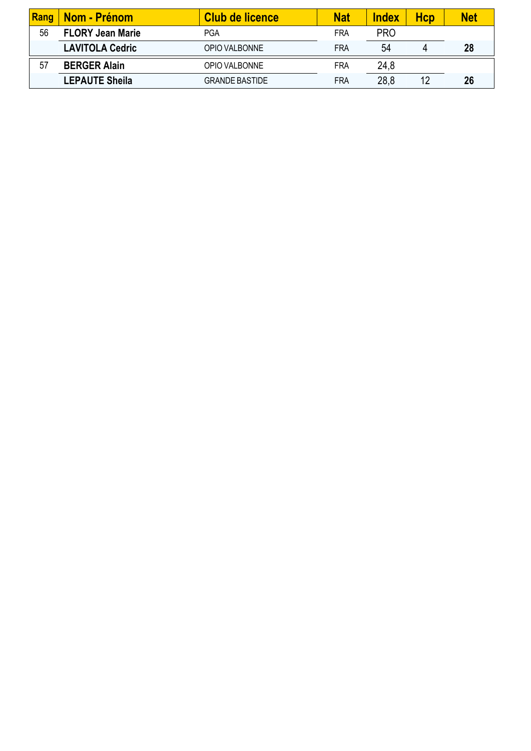| Rang | Nom - Prénom | Club de licence | Nat | Index | Hcp | Net |
|---|---|---|---|---|---|---|
| 56 | **FLORY Jean Marie** | PGA | FRA | PRO | | |
| | **LAVITOLA Cedric** | OPIO VALBONNE | FRA | 54 | 4 | **28** |
| 57 | **BERGER Alain** | OPIO VALBONNE | FRA | 24,8 | | |
| | **LEPAUTE Sheila** | GRANDE BASTIDE | FRA | 28,8 | 12 | **26** |